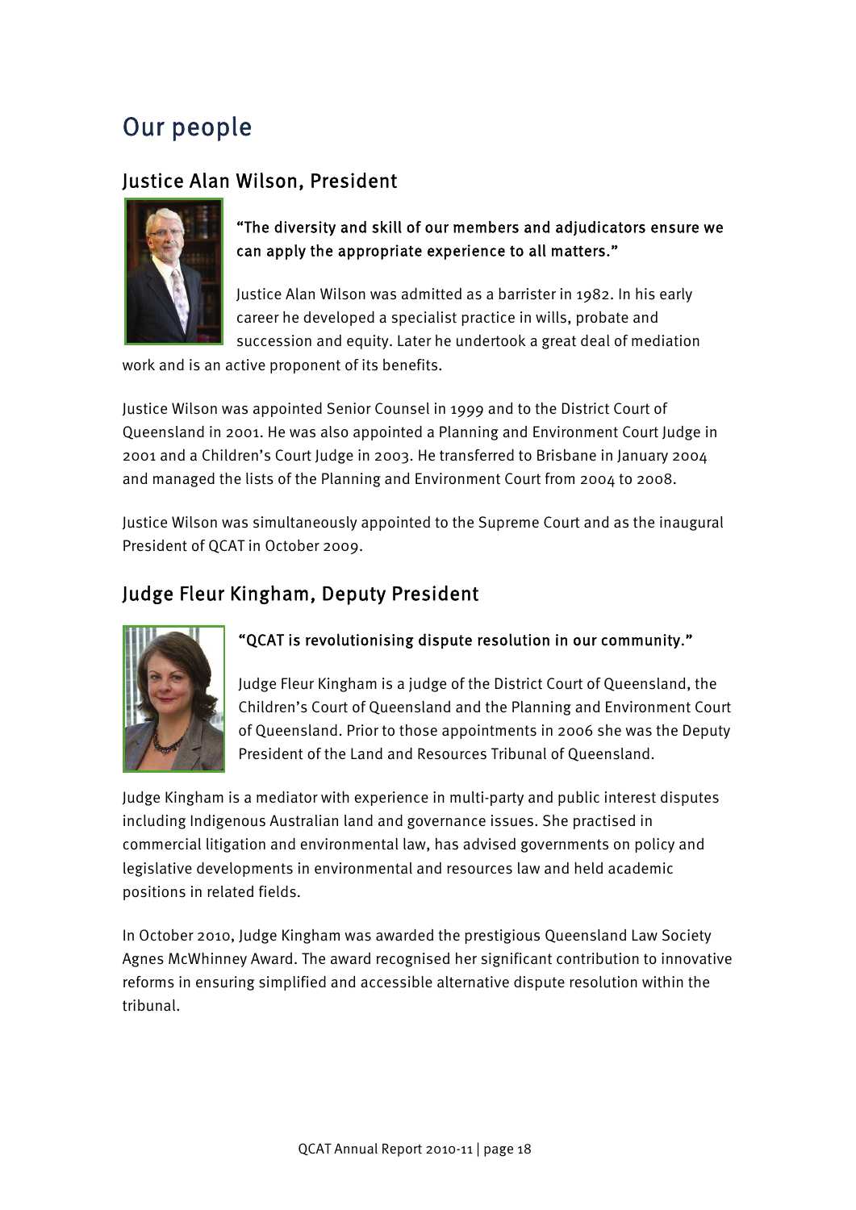# Our people

## Justice Alan Wilson, President

**"The diversity and skill of our members and adjudicators ensure we can apply the appropriate experience to all matters."**

Justice Alan Wilson was admitted as a barrister in 1982. In his early career he developed a specialist practice in wills, probate and succession and equity. Later he undertook a great deal of mediation work and is an active proponent of its benefits.

Justice Wilson was appointed Senior Counsel in 1999 and to the District Court of Queensland in 2001. He was also appointed a Planning and Environment Court Judge in 2001 and a Children's Court Judge in 2003. He transferred to Brisbane in January 2004 and managed the lists of the Planning and Environment Court from 2004 to 2008.

Justice Wilson was simultaneously appointed to the Supreme Court and as the inaugural President of QCAT in October 2009.

## Judge Fleur Kingham, Deputy President

**"QCAT is revolutionising dispute resolution in our community."**

Judge Fleur Kingham is a judge of the District Court of Queensland, the Children's Court of Queensland and the Planning and Environment Court of Queensland. Prior to those appointments in 2006 she was the Deputy President of the Land and Resources Tribunal of Queensland.

Judge Kingham is a mediator with experience in multi-party and public interest disputes including Indigenous Australian land and governance issues. She practised in commercial litigation and environmental law, has advised governments on policy and legislative developments in environmental and resources law and held academic positions in related fields.

In October 2010, Judge Kingham was awarded the prestigious Queensland Law Society Agnes McWhinney Award. The award recognised her significant contribution to innovative reforms in ensuring simplified and accessible alternative dispute resolution within the tribunal.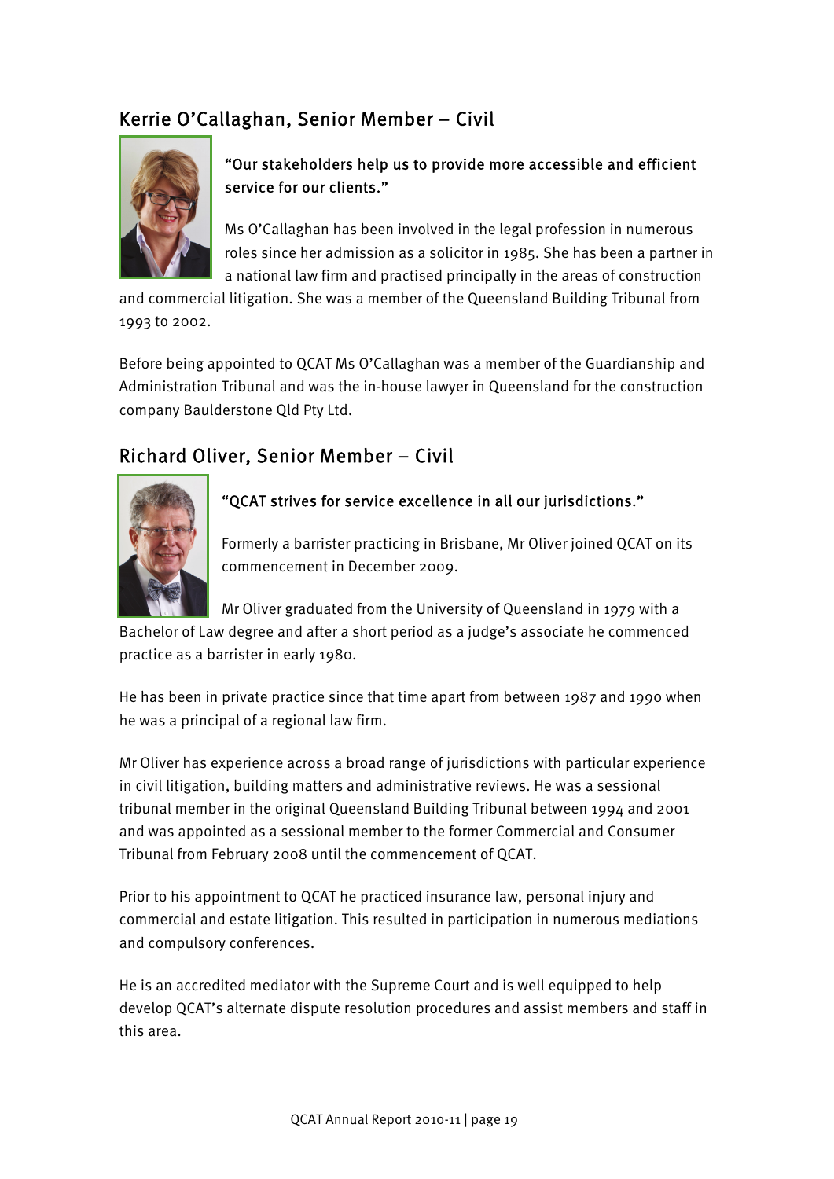## Kerrie O'Callaghan, Senior Member – Civil

**"Our stakeholders help us to provide more accessible and efficient service for our clients."**

Ms O'Callaghan has been involved in the legal profession in numerous roles since her admission as a solicitor in 1985. She has been a partner in a national law firm and practised principally in the areas of construction and commercial litigation. She was a member of the Queensland Building Tribunal from 1993 to 2002.

Before being appointed to QCAT Ms O'Callaghan was a member of the Guardianship and Administration Tribunal and was the in-house lawyer in Queensland for the construction company Baulderstone Qld Pty Ltd.

## Richard Oliver, Senior Member – Civil

**"QCAT strives for service excellence in all our jurisdictions."**

Formerly a barrister practicing in Brisbane, Mr Oliver joined QCAT on its commencement in December 2009.

Mr Oliver graduated from the University of Queensland in 1979 with a Bachelor of Law degree and after a short period as a judge's associate he commenced practice as a barrister in early 1980.

He has been in private practice since that time apart from between 1987 and 1990 when he was a principal of a regional law firm.

Mr Oliver has experience across a broad range of jurisdictions with particular experience in civil litigation, building matters and administrative reviews. He was a sessional tribunal member in the original Queensland Building Tribunal between 1994 and 2001 and was appointed as a sessional member to the former Commercial and Consumer Tribunal from February 2008 until the commencement of QCAT.

Prior to his appointment to QCAT he practiced insurance law, personal injury and commercial and estate litigation. This resulted in participation in numerous mediations and compulsory conferences.

He is an accredited mediator with the Supreme Court and is well equipped to help develop QCAT's alternate dispute resolution procedures and assist members and staff in this area.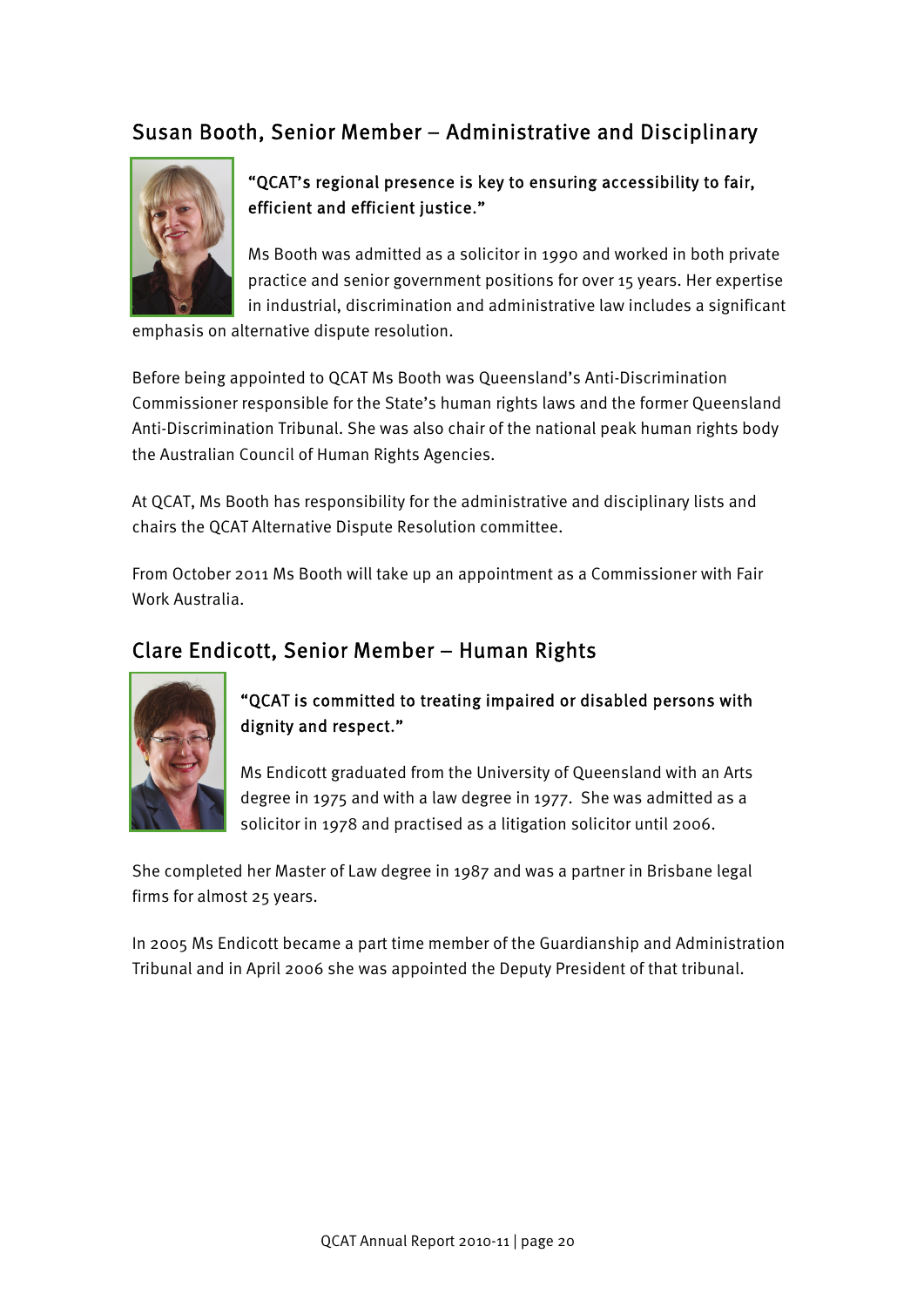## Susan Booth, Senior Member – Administrative and Disciplinary

**"QCAT's regional presence is key to ensuring accessibility to fair, efficient and efficient justice."**

Ms Booth was admitted as a solicitor in 1990 and worked in both private practice and senior government positions for over 15 years. Her expertise in industrial, discrimination and administrative law includes a significant emphasis on alternative dispute resolution.

Before being appointed to QCAT Ms Booth was Queensland's Anti-Discrimination Commissioner responsible for the State's human rights laws and the former Queensland Anti-Discrimination Tribunal. She was also chair of the national peak human rights body the Australian Council of Human Rights Agencies.

At QCAT, Ms Booth has responsibility for the administrative and disciplinary lists and chairs the QCAT Alternative Dispute Resolution committee.

From October 2011 Ms Booth will take up an appointment as a Commissioner with Fair Work Australia.

## Clare Endicott, Senior Member – Human Rights

**"QCAT is committed to treating impaired or disabled persons with dignity and respect."**

Ms Endicott graduated from the University of Queensland with an Arts degree in 1975 and with a law degree in 1977. She was admitted as a solicitor in 1978 and practised as a litigation solicitor until 2006.

She completed her Master of Law degree in 1987 and was a partner in Brisbane legal firms for almost 25 years.

In 2005 Ms Endicott became a part time member of the Guardianship and Administration Tribunal and in April 2006 she was appointed the Deputy President of that tribunal.